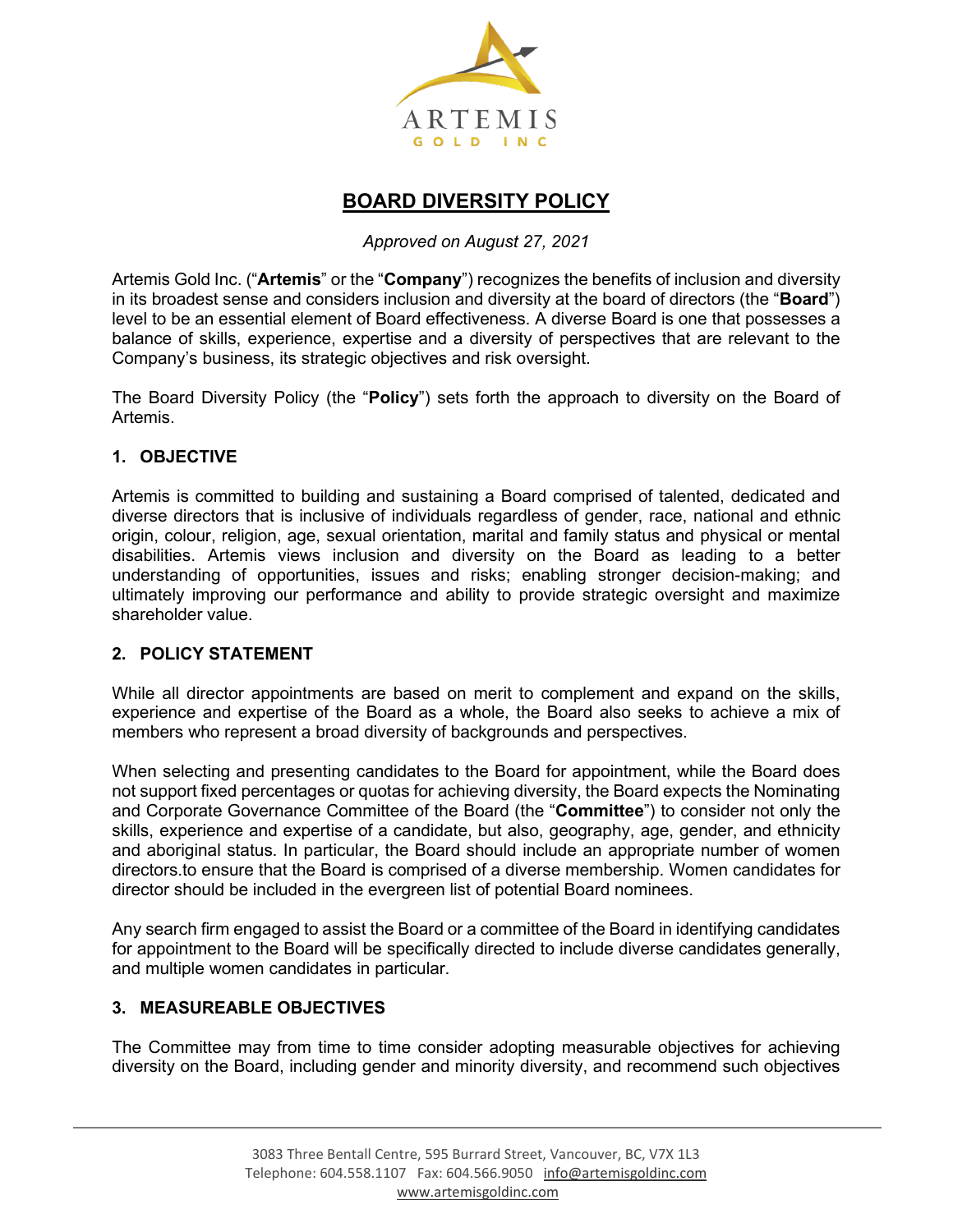ARTEMIS

GOLD INC

# BOARD DIVERSITY POLICY

*Approved on August 27, 2021*

Artemis Gold Inc. ("**Artemis**" or the "**Company**") recognizes the benefits of inclusion and diversity in its broadest sense and considers inclusion and diversity at the board of directors (the "**Board**") level to be an essential element of Board effectiveness. A diverse Board is one that possesses a balance of skills, experience, expertise and a diversity of perspectives that are relevant to the Company's business, its strategic objectives and risk oversight.

The Board Diversity Policy (the "**Policy**") sets forth the approach to diversity on the Board of Artemis.

## 1. OBJECTIVE

Artemis is committed to building and sustaining a Board comprised of talented, dedicated and diverse directors that is inclusive of individuals regardless of gender, race, national and ethnic origin, colour, religion, age, sexual orientation, marital and family status and physical or mental disabilities. Artemis views inclusion and diversity on the Board as leading to a better understanding of opportunities, issues and risks; enabling stronger decision-making; and ultimately improving our performance and ability to provide strategic oversight and maximize shareholder value.

## 2. POLICY STATEMENT

While all director appointments are based on merit to complement and expand on the skills, experience and expertise of the Board as a whole, the Board also seeks to achieve a mix of members who represent a broad diversity of backgrounds and perspectives.

When selecting and presenting candidates to the Board for appointment, while the Board does not support fixed percentages or quotas for achieving diversity, the Board expects the Nominating and Corporate Governance Committee of the Board (the "**Committee**") to consider not only the skills, experience and expertise of a candidate, but also, geography, age, gender, and ethnicity and aboriginal status. In particular, the Board should include an appropriate number of women directors.to ensure that the Board is comprised of a diverse membership. Women candidates for director should be included in the evergreen list of potential Board nominees.

Any search firm engaged to assist the Board or a committee of the Board in identifying candidates for appointment to the Board will be specifically directed to include diverse candidates generally, and multiple women candidates in particular.

## 3. MEASUREABLE OBJECTIVES

The Committee may from time to time consider adopting measurable objectives for achieving diversity on the Board, including gender and minority diversity, and recommend such objectives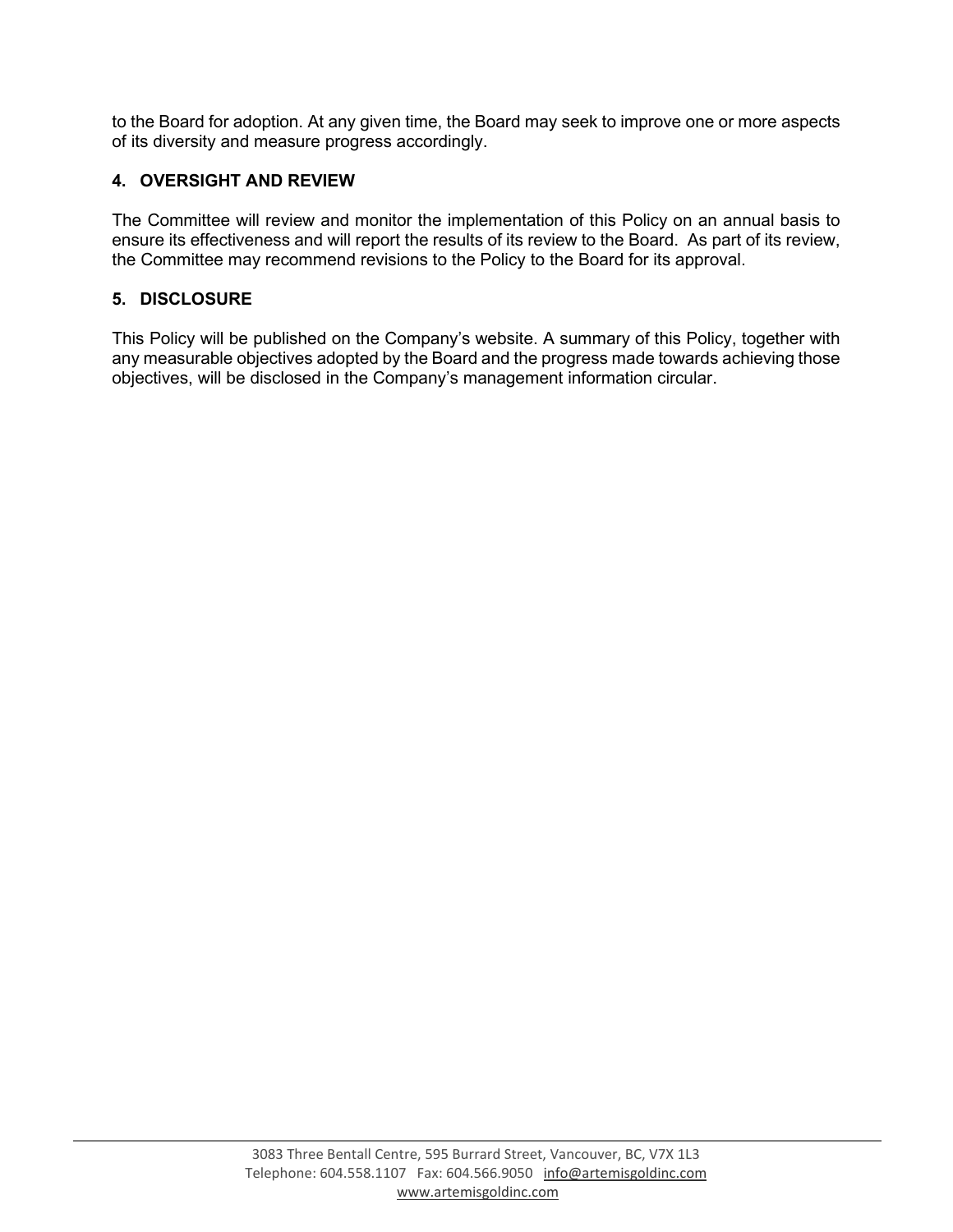to the Board for adoption. At any given time, the Board may seek to improve one or more aspects of its diversity and measure progress accordingly.

## 4. OVERSIGHT AND REVIEW

The Committee will review and monitor the implementation of this Policy on an annual basis to ensure its effectiveness and will report the results of its review to the Board. As part of its review, the Committee may recommend revisions to the Policy to the Board for its approval.

## 5. DISCLOSURE

This Policy will be published on the Company's website. A summary of this Policy, together with any measurable objectives adopted by the Board and the progress made towards achieving those objectives, will be disclosed in the Company's management information circular.